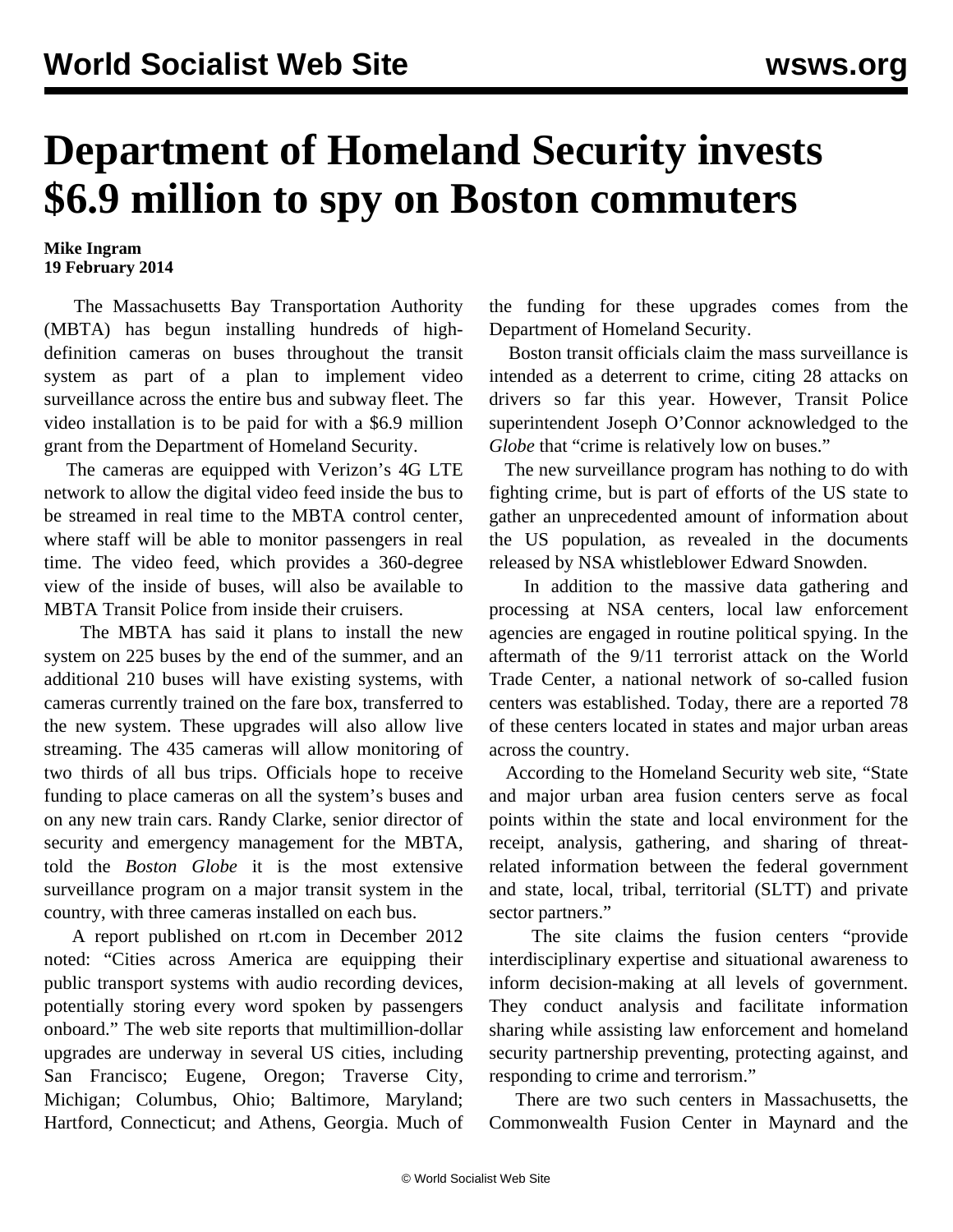# Department of Homeland Security invests $6.9 million to spy on Boston commuters

**Mike Ingram**
**19 February 2014**

The Massachusetts Bay Transportation Authority (MBTA) has begun installing hundreds of high-definition cameras on buses throughout the transit system as part of a plan to implement video surveillance across the entire bus and subway fleet. The video installation is to be paid for with a $6.9 million grant from the Department of Homeland Security.

The cameras are equipped with Verizon's 4G LTE network to allow the digital video feed inside the bus to be streamed in real time to the MBTA control center, where staff will be able to monitor passengers in real time. The video feed, which provides a 360-degree view of the inside of buses, will also be available to MBTA Transit Police from inside their cruisers.

The MBTA has said it plans to install the new system on 225 buses by the end of the summer, and an additional 210 buses will have existing systems, with cameras currently trained on the fare box, transferred to the new system. These upgrades will also allow live streaming. The 435 cameras will allow monitoring of two thirds of all bus trips. Officials hope to receive funding to place cameras on all the system's buses and on any new train cars. Randy Clarke, senior director of security and emergency management for the MBTA, told the *Boston Globe* it is the most extensive surveillance program on a major transit system in the country, with three cameras installed on each bus.

A report published on rt.com in December 2012 noted: "Cities across America are equipping their public transport systems with audio recording devices, potentially storing every word spoken by passengers onboard." The web site reports that multimillion-dollar upgrades are underway in several US cities, including San Francisco; Eugene, Oregon; Traverse City, Michigan; Columbus, Ohio; Baltimore, Maryland; Hartford, Connecticut; and Athens, Georgia. Much of the funding for these upgrades comes from the Department of Homeland Security.

Boston transit officials claim the mass surveillance is intended as a deterrent to crime, citing 28 attacks on drivers so far this year. However, Transit Police superintendent Joseph O'Connor acknowledged to the *Globe* that "crime is relatively low on buses."

The new surveillance program has nothing to do with fighting crime, but is part of efforts of the US state to gather an unprecedented amount of information about the US population, as revealed in the documents released by NSA whistleblower Edward Snowden.

In addition to the massive data gathering and processing at NSA centers, local law enforcement agencies are engaged in routine political spying. In the aftermath of the 9/11 terrorist attack on the World Trade Center, a national network of so-called fusion centers was established. Today, there are a reported 78 of these centers located in states and major urban areas across the country.

According to the Homeland Security web site, "State and major urban area fusion centers serve as focal points within the state and local environment for the receipt, analysis, gathering, and sharing of threat-related information between the federal government and state, local, tribal, territorial (SLTT) and private sector partners."

The site claims the fusion centers "provide interdisciplinary expertise and situational awareness to inform decision-making at all levels of government. They conduct analysis and facilitate information sharing while assisting law enforcement and homeland security partnership preventing, protecting against, and responding to crime and terrorism."

There are two such centers in Massachusetts, the Commonwealth Fusion Center in Maynard and the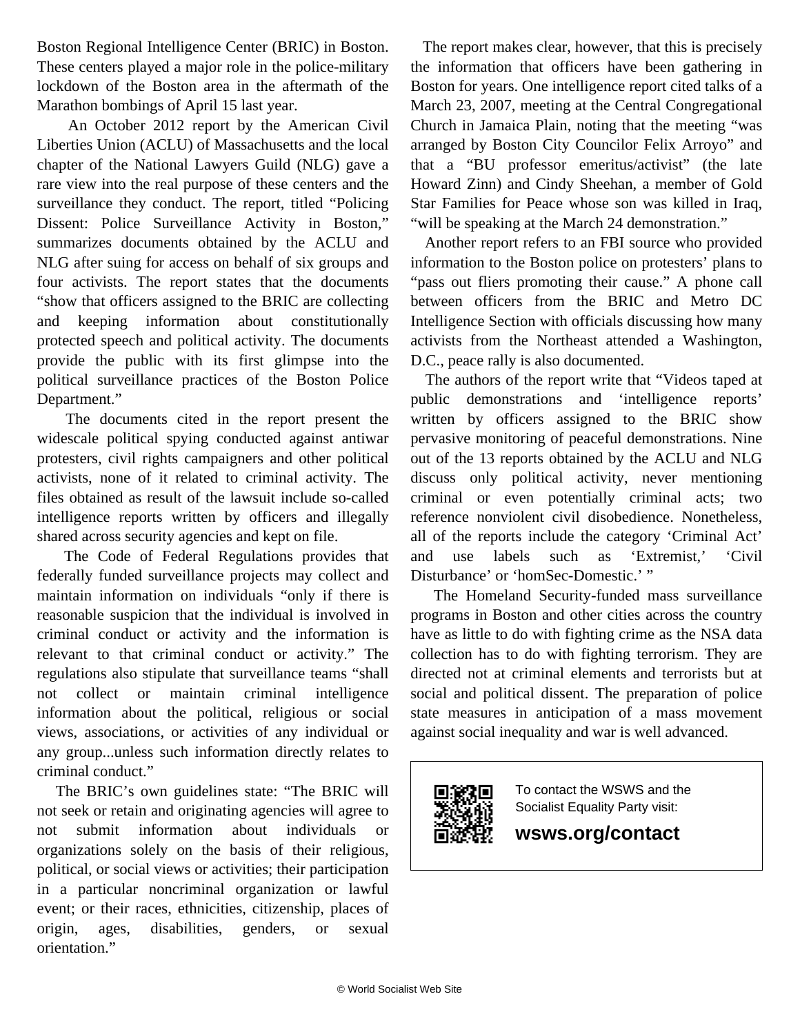Boston Regional Intelligence Center (BRIC) in Boston. These centers played a major role in the police-military lockdown of the Boston area in the aftermath of the Marathon bombings of April 15 last year.

An October 2012 report by the American Civil Liberties Union (ACLU) of Massachusetts and the local chapter of the National Lawyers Guild (NLG) gave a rare view into the real purpose of these centers and the surveillance they conduct. The report, titled "Policing Dissent: Police Surveillance Activity in Boston," summarizes documents obtained by the ACLU and NLG after suing for access on behalf of six groups and four activists. The report states that the documents "show that officers assigned to the BRIC are collecting and keeping information about constitutionally protected speech and political activity. The documents provide the public with its first glimpse into the political surveillance practices of the Boston Police Department."

The documents cited in the report present the widescale political spying conducted against antiwar protesters, civil rights campaigners and other political activists, none of it related to criminal activity. The files obtained as result of the lawsuit include so-called intelligence reports written by officers and illegally shared across security agencies and kept on file.

The Code of Federal Regulations provides that federally funded surveillance projects may collect and maintain information on individuals "only if there is reasonable suspicion that the individual is involved in criminal conduct or activity and the information is relevant to that criminal conduct or activity." The regulations also stipulate that surveillance teams "shall not collect or maintain criminal intelligence information about the political, religious or social views, associations, or activities of any individual or any group...unless such information directly relates to criminal conduct."

The BRIC's own guidelines state: "The BRIC will not seek or retain and originating agencies will agree to not submit information about individuals or organizations solely on the basis of their religious, political, or social views or activities; their participation in a particular noncriminal organization or lawful event; or their races, ethnicities, citizenship, places of origin, ages, disabilities, genders, or sexual orientation."

The report makes clear, however, that this is precisely the information that officers have been gathering in Boston for years. One intelligence report cited talks of a March 23, 2007, meeting at the Central Congregational Church in Jamaica Plain, noting that the meeting "was arranged by Boston City Councilor Felix Arroyo" and that a "BU professor emeritus/activist" (the late Howard Zinn) and Cindy Sheehan, a member of Gold Star Families for Peace whose son was killed in Iraq, "will be speaking at the March 24 demonstration."

Another report refers to an FBI source who provided information to the Boston police on protesters' plans to "pass out fliers promoting their cause." A phone call between officers from the BRIC and Metro DC Intelligence Section with officials discussing how many activists from the Northeast attended a Washington, D.C., peace rally is also documented.

The authors of the report write that "Videos taped at public demonstrations and 'intelligence reports' written by officers assigned to the BRIC show pervasive monitoring of peaceful demonstrations. Nine out of the 13 reports obtained by the ACLU and NLG discuss only political activity, never mentioning criminal or even potentially criminal acts; two reference nonviolent civil disobedience. Nonetheless, all of the reports include the category 'Criminal Act' and use labels such as 'Extremist,' 'Civil Disturbance' or 'homSec-Domestic.' "

The Homeland Security-funded mass surveillance programs in Boston and other cities across the country have as little to do with fighting crime as the NSA data collection has to do with fighting terrorism. They are directed not at criminal elements and terrorists but at social and political dissent. The preparation of police state measures in anticipation of a mass movement against social inequality and war is well advanced.

To contact the WSWS and the Socialist Equality Party visit:

**wsws.org/contact**